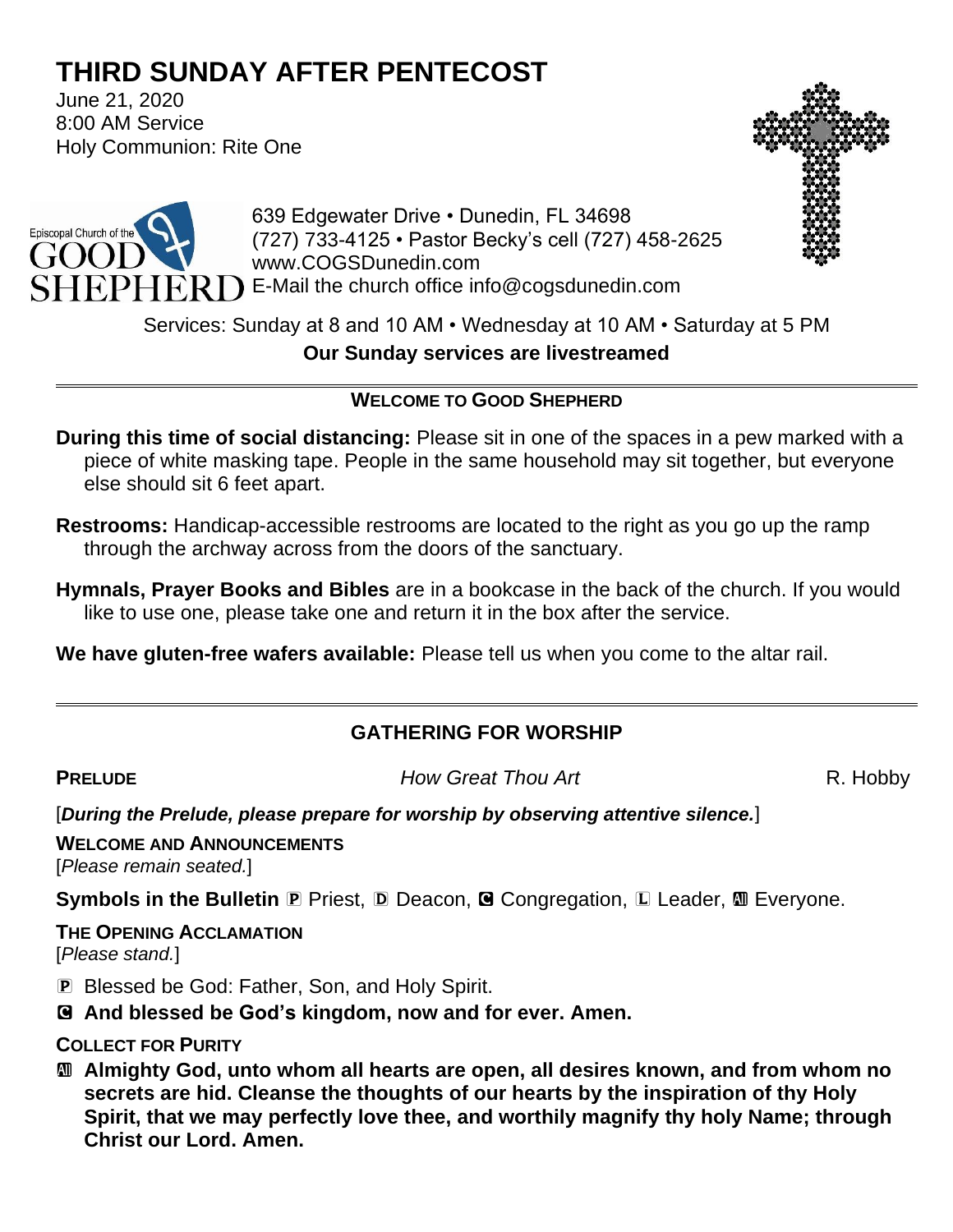# THIRD SUNDAY AFTER PENTECOST

June 21, 2020
8:00 AM Service
Holy Communion: Rite One

Episcopal Church of the GOOD SHEPHERD

639 Edgewater Drive • Dunedin, FL 34698
(727) 733-4125 • Pastor Becky's cell (727) 458-2625
www.COGSDunedin.com
E-Mail the church office info@cogsdunedin.com

Services: Sunday at 8 and 10 AM • Wednesday at 10 AM • Saturday at 5 PM

**Our Sunday services are livestreamed**

---

### WELCOME TO GOOD SHEPHERD

**During this time of social distancing:** Please sit in one of the spaces in a pew marked with a piece of white masking tape. People in the same household may sit together, but everyone else should sit 6 feet apart.

**Restrooms:** Handicap-accessible restrooms are located to the right as you go up the ramp through the archway across from the doors of the sanctuary.

**Hymnals, Prayer Books and Bibles** are in a bookcase in the back of the church. If you would like to use one, please take one and return it in the box after the service.

**We have gluten-free wafers available:** Please tell us when you come to the altar rail.

---

## GATHERING FOR WORSHIP

**PRELUDE** *How Great Thou Art* R. Hobby

[***During the Prelude, please prepare for worship by observing attentive silence.***]

**WELCOME AND ANNOUNCEMENTS**
[*Please remain seated.*]

**Symbols in the Bulletin** Ⓟ Priest, Ⓓ Deacon, Ⓒ Congregation, Ⓛ Leader, Ⓐ Everyone.

**THE OPENING ACCLAMATION**
[*Please stand.*]

Ⓟ Blessed be God: Father, Son, and Holy Spirit.

Ⓒ **And blessed be God's kingdom, now and for ever. Amen.**

**COLLECT FOR PURITY**

Ⓐ **Almighty God, unto whom all hearts are open, all desires known, and from whom no secrets are hid. Cleanse the thoughts of our hearts by the inspiration of thy Holy Spirit, that we may perfectly love thee, and worthily magnify thy holy Name; through Christ our Lord. Amen.**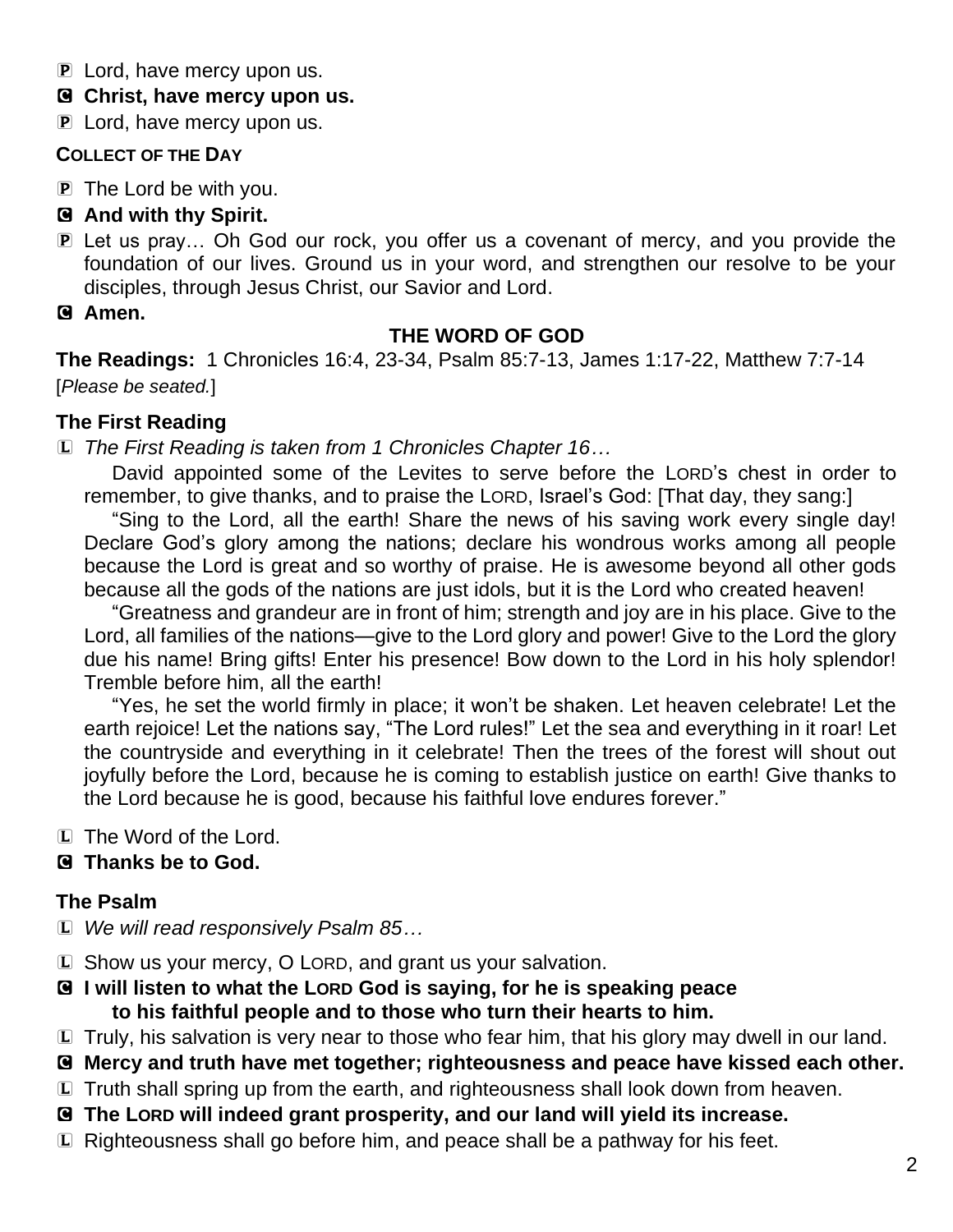P Lord, have mercy upon us.

**C Christ, have mercy upon us.**

P Lord, have mercy upon us.

**COLLECT OF THE DAY**

P The Lord be with you.

**C And with thy Spirit.**

P Let us pray… Oh God our rock, you offer us a covenant of mercy, and you provide the foundation of our lives. Ground us in your word, and strengthen our resolve to be your disciples, through Jesus Christ, our Savior and Lord.

**C Amen.**

## THE WORD OF GOD

**The Readings:** 1 Chronicles 16:4, 23-34, Psalm 85:7-13, James 1:17-22, Matthew 7:7-14

[*Please be seated.*]

### The First Reading

L *The First Reading is taken from 1 Chronicles Chapter 16…*

David appointed some of the Levites to serve before the LORD's chest in order to remember, to give thanks, and to praise the LORD, Israel's God: [That day, they sang:]

"Sing to the Lord, all the earth! Share the news of his saving work every single day! Declare God's glory among the nations; declare his wondrous works among all people because the Lord is great and so worthy of praise. He is awesome beyond all other gods because all the gods of the nations are just idols, but it is the Lord who created heaven!

"Greatness and grandeur are in front of him; strength and joy are in his place. Give to the Lord, all families of the nations—give to the Lord glory and power! Give to the Lord the glory due his name! Bring gifts! Enter his presence! Bow down to the Lord in his holy splendor! Tremble before him, all the earth!

"Yes, he set the world firmly in place; it won't be shaken. Let heaven celebrate! Let the earth rejoice! Let the nations say, "The Lord rules!" Let the sea and everything in it roar! Let the countryside and everything in it celebrate! Then the trees of the forest will shout out joyfully before the Lord, because he is coming to establish justice on earth! Give thanks to the Lord because he is good, because his faithful love endures forever."

L The Word of the Lord.

**C Thanks be to God.**

### The Psalm

L *We will read responsively Psalm 85…*

L Show us your mercy, O LORD, and grant us your salvation.

**C I will listen to what the LORD God is saying, for he is speaking peace to his faithful people and to those who turn their hearts to him.**

L Truly, his salvation is very near to those who fear him, that his glory may dwell in our land.

**C Mercy and truth have met together; righteousness and peace have kissed each other.**

L Truth shall spring up from the earth, and righteousness shall look down from heaven.

**C The LORD will indeed grant prosperity, and our land will yield its increase.**

L Righteousness shall go before him, and peace shall be a pathway for his feet.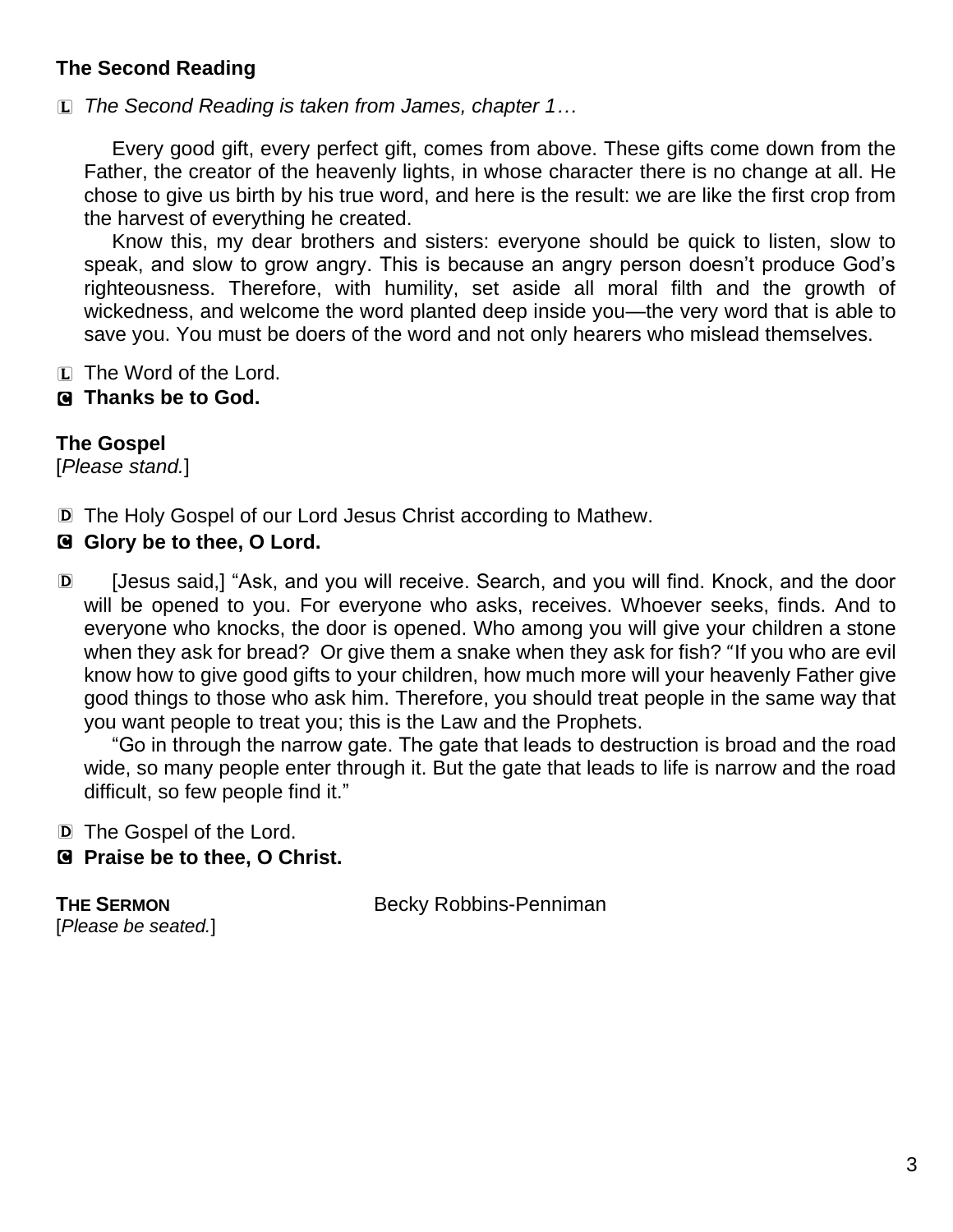**The Second Reading**

L *The Second Reading is taken from James, chapter 1…*

Every good gift, every perfect gift, comes from above. These gifts come down from the Father, the creator of the heavenly lights, in whose character there is no change at all. He chose to give us birth by his true word, and here is the result: we are like the first crop from the harvest of everything he created.

Know this, my dear brothers and sisters: everyone should be quick to listen, slow to speak, and slow to grow angry. This is because an angry person doesn't produce God's righteousness. Therefore, with humility, set aside all moral filth and the growth of wickedness, and welcome the word planted deep inside you—the very word that is able to save you. You must be doers of the word and not only hearers who mislead themselves.

L The Word of the Lord.

**C Thanks be to God.**

**The Gospel**

[*Please stand.*]

D The Holy Gospel of our Lord Jesus Christ according to Mathew.

**C Glory be to thee, O Lord.**

D [Jesus said,] "Ask, and you will receive. Search, and you will find. Knock, and the door will be opened to you. For everyone who asks, receives. Whoever seeks, finds. And to everyone who knocks, the door is opened. Who among you will give your children a stone when they ask for bread? Or give them a snake when they ask for fish? "If you who are evil know how to give good gifts to your children, how much more will your heavenly Father give good things to those who ask him. Therefore, you should treat people in the same way that you want people to treat you; this is the Law and the Prophets.

"Go in through the narrow gate. The gate that leads to destruction is broad and the road wide, so many people enter through it. But the gate that leads to life is narrow and the road difficult, so few people find it."

D The Gospel of the Lord.

**C Praise be to thee, O Christ.**

**THE SERMON** Becky Robbins-Penniman

[*Please be seated.*]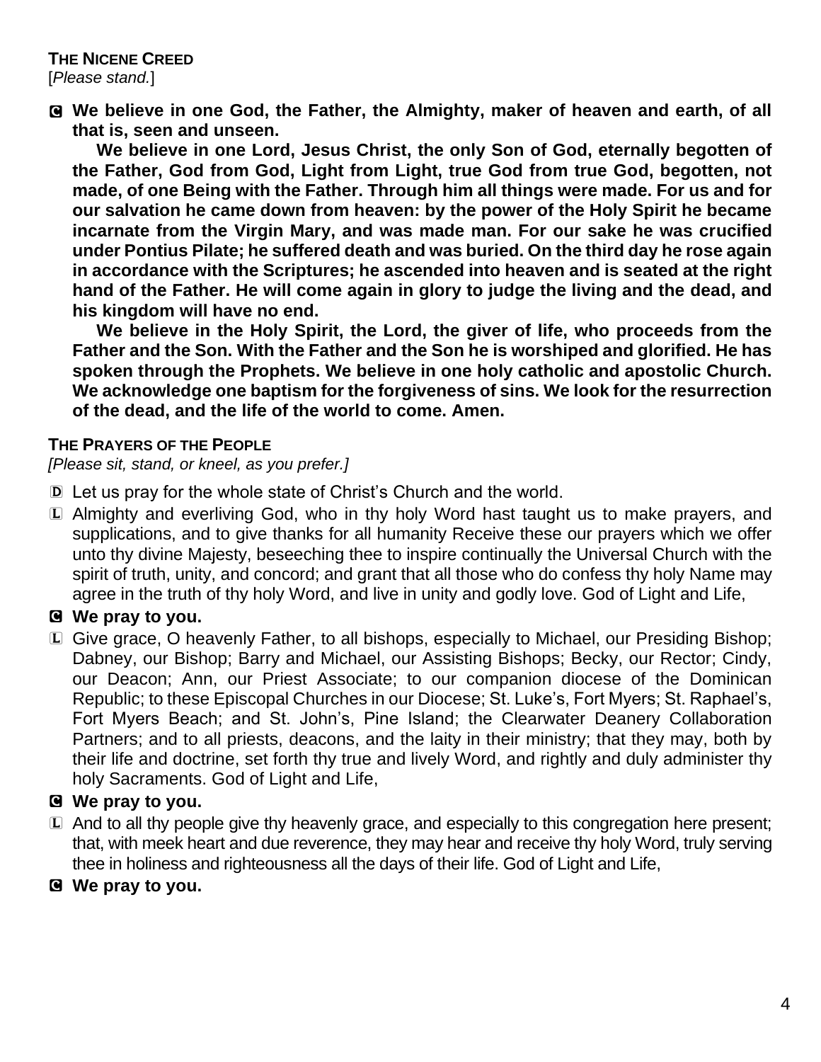**THE NICENE CREED**
[*Please stand.*]

C **We believe in one God, the Father, the Almighty, maker of heaven and earth, of all that is, seen and unseen.**

**We believe in one Lord, Jesus Christ, the only Son of God, eternally begotten of the Father, God from God, Light from Light, true God from true God, begotten, not made, of one Being with the Father. Through him all things were made. For us and for our salvation he came down from heaven: by the power of the Holy Spirit he became incarnate from the Virgin Mary, and was made man. For our sake he was crucified under Pontius Pilate; he suffered death and was buried. On the third day he rose again in accordance with the Scriptures; he ascended into heaven and is seated at the right hand of the Father. He will come again in glory to judge the living and the dead, and his kingdom will have no end.**

**We believe in the Holy Spirit, the Lord, the giver of life, who proceeds from the Father and the Son. With the Father and the Son he is worshiped and glorified. He has spoken through the Prophets. We believe in one holy catholic and apostolic Church. We acknowledge one baptism for the forgiveness of sins. We look for the resurrection of the dead, and the life of the world to come. Amen.**

**THE PRAYERS OF THE PEOPLE**
*[Please sit, stand, or kneel, as you prefer.]*

D Let us pray for the whole state of Christ's Church and the world.

L Almighty and everliving God, who in thy holy Word hast taught us to make prayers, and supplications, and to give thanks for all humanity Receive these our prayers which we offer unto thy divine Majesty, beseeching thee to inspire continually the Universal Church with the spirit of truth, unity, and concord; and grant that all those who do confess thy holy Name may agree in the truth of thy holy Word, and live in unity and godly love. God of Light and Life,

C **We pray to you.**

L Give grace, O heavenly Father, to all bishops, especially to Michael, our Presiding Bishop; Dabney, our Bishop; Barry and Michael, our Assisting Bishops; Becky, our Rector; Cindy, our Deacon; Ann, our Priest Associate; to our companion diocese of the Dominican Republic; to these Episcopal Churches in our Diocese; St. Luke's, Fort Myers; St. Raphael's, Fort Myers Beach; and St. John's, Pine Island; the Clearwater Deanery Collaboration Partners; and to all priests, deacons, and the laity in their ministry; that they may, both by their life and doctrine, set forth thy true and lively Word, and rightly and duly administer thy holy Sacraments. God of Light and Life,

C **We pray to you.**

L And to all thy people give thy heavenly grace, and especially to this congregation here present; that, with meek heart and due reverence, they may hear and receive thy holy Word, truly serving thee in holiness and righteousness all the days of their life. God of Light and Life,

C **We pray to you.**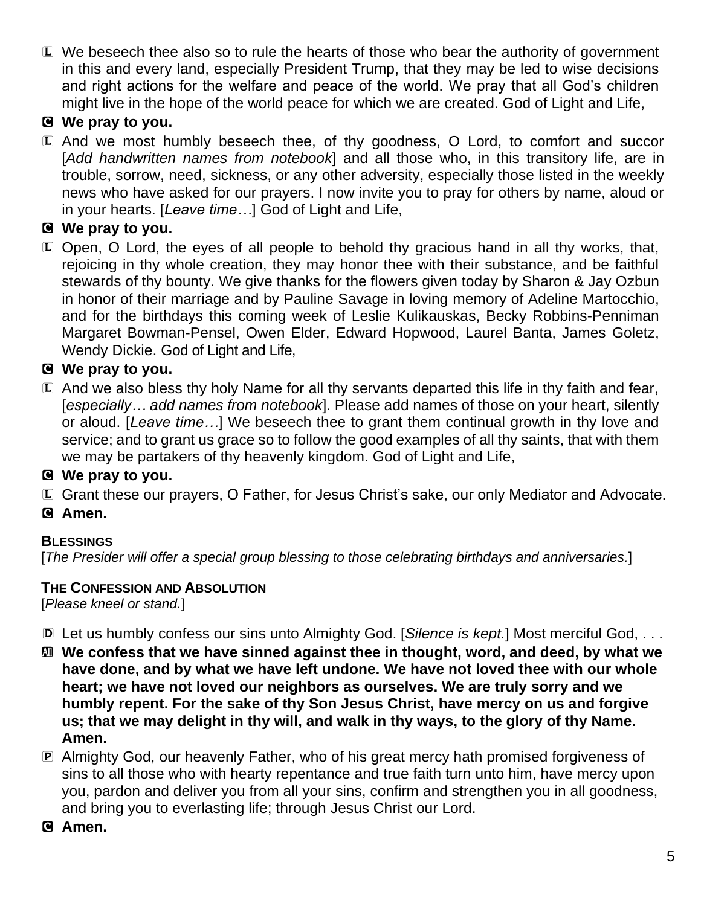Ⓛ We beseech thee also so to rule the hearts of those who bear the authority of government in this and every land, especially President Trump, that they may be led to wise decisions and right actions for the welfare and peace of the world. We pray that all God's children might live in the hope of the world peace for which we are created. God of Light and Life,

Ⓒ **We pray to you.**

Ⓛ And we most humbly beseech thee, of thy goodness, O Lord, to comfort and succor [*Add handwritten names from notebook*] and all those who, in this transitory life, are in trouble, sorrow, need, sickness, or any other adversity, especially those listed in the weekly news who have asked for our prayers. I now invite you to pray for others by name, aloud or in your hearts. [*Leave time…*] God of Light and Life,

Ⓒ **We pray to you.**

Ⓛ Open, O Lord, the eyes of all people to behold thy gracious hand in all thy works, that, rejoicing in thy whole creation, they may honor thee with their substance, and be faithful stewards of thy bounty. We give thanks for the flowers given today by Sharon & Jay Ozbun in honor of their marriage and by Pauline Savage in loving memory of Adeline Martocchio, and for the birthdays this coming week of Leslie Kulikauskas, Becky Robbins-Penniman Margaret Bowman-Pensel, Owen Elder, Edward Hopwood, Laurel Banta, James Goletz, Wendy Dickie. God of Light and Life,

Ⓒ **We pray to you.**

Ⓛ And we also bless thy holy Name for all thy servants departed this life in thy faith and fear, [*especially… add names from notebook*]. Please add names of those on your heart, silently or aloud. [*Leave time…*] We beseech thee to grant them continual growth in thy love and service; and to grant us grace so to follow the good examples of all thy saints, that with them we may be partakers of thy heavenly kingdom. God of Light and Life,

Ⓒ **We pray to you.**

Ⓛ Grant these our prayers, O Father, for Jesus Christ's sake, our only Mediator and Advocate.

Ⓒ **Amen.**

**BLESSINGS**

[*The Presider will offer a special group blessing to those celebrating birthdays and anniversaries.*]

**THE CONFESSION AND ABSOLUTION**

[*Please kneel or stand.*]

Ⓓ Let us humbly confess our sins unto Almighty God. [*Silence is kept.*] Most merciful God, . . .

Ⓐ **We confess that we have sinned against thee in thought, word, and deed, by what we have done, and by what we have left undone. We have not loved thee with our whole heart; we have not loved our neighbors as ourselves. We are truly sorry and we humbly repent. For the sake of thy Son Jesus Christ, have mercy on us and forgive us; that we may delight in thy will, and walk in thy ways, to the glory of thy Name. Amen.**

Ⓟ Almighty God, our heavenly Father, who of his great mercy hath promised forgiveness of sins to all those who with hearty repentance and true faith turn unto him, have mercy upon you, pardon and deliver you from all your sins, confirm and strengthen you in all goodness, and bring you to everlasting life; through Jesus Christ our Lord.

Ⓒ **Amen.**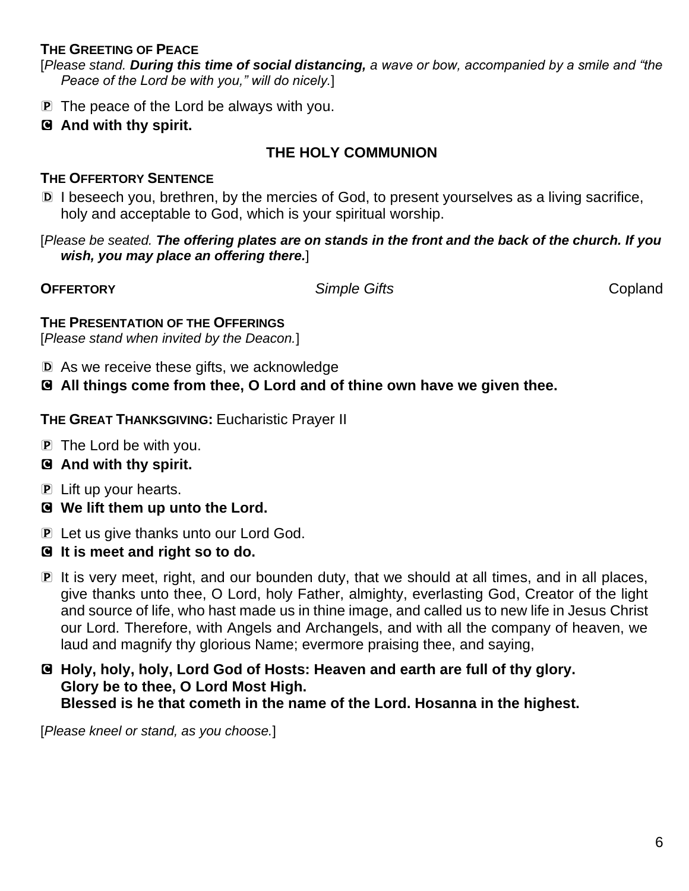**THE GREETING OF PEACE**

[*Please stand.* ***During this time of social distancing,*** *a wave or bow, accompanied by a smile and "the Peace of the Lord be with you," will do nicely.*]

P The peace of the Lord be always with you.

**C And with thy spirit.**

## THE HOLY COMMUNION

**THE OFFERTORY SENTENCE**

D I beseech you, brethren, by the mercies of God, to present yourselves as a living sacrifice, holy and acceptable to God, which is your spiritual worship.

[*Please be seated.* ***The offering plates are on stands in the front and the back of the church. If you wish, you may place an offering there.***]

**OFFERTORY** *Simple Gifts* Copland

**THE PRESENTATION OF THE OFFERINGS**

[*Please stand when invited by the Deacon.*]

D As we receive these gifts, we acknowledge

**C All things come from thee, O Lord and of thine own have we given thee.**

**THE GREAT THANKSGIVING:** Eucharistic Prayer II

P The Lord be with you.

**C And with thy spirit.**

P Lift up your hearts.

**C We lift them up unto the Lord.**

P Let us give thanks unto our Lord God.

**C It is meet and right so to do.**

P It is very meet, right, and our bounden duty, that we should at all times, and in all places, give thanks unto thee, O Lord, holy Father, almighty, everlasting God, Creator of the light and source of life, who hast made us in thine image, and called us to new life in Jesus Christ our Lord. Therefore, with Angels and Archangels, and with all the company of heaven, we laud and magnify thy glorious Name; evermore praising thee, and saying,

**C Holy, holy, holy, Lord God of Hosts: Heaven and earth are full of thy glory.
Glory be to thee, O Lord Most High.
Blessed is he that cometh in the name of the Lord. Hosanna in the highest.**

[*Please kneel or stand, as you choose.*]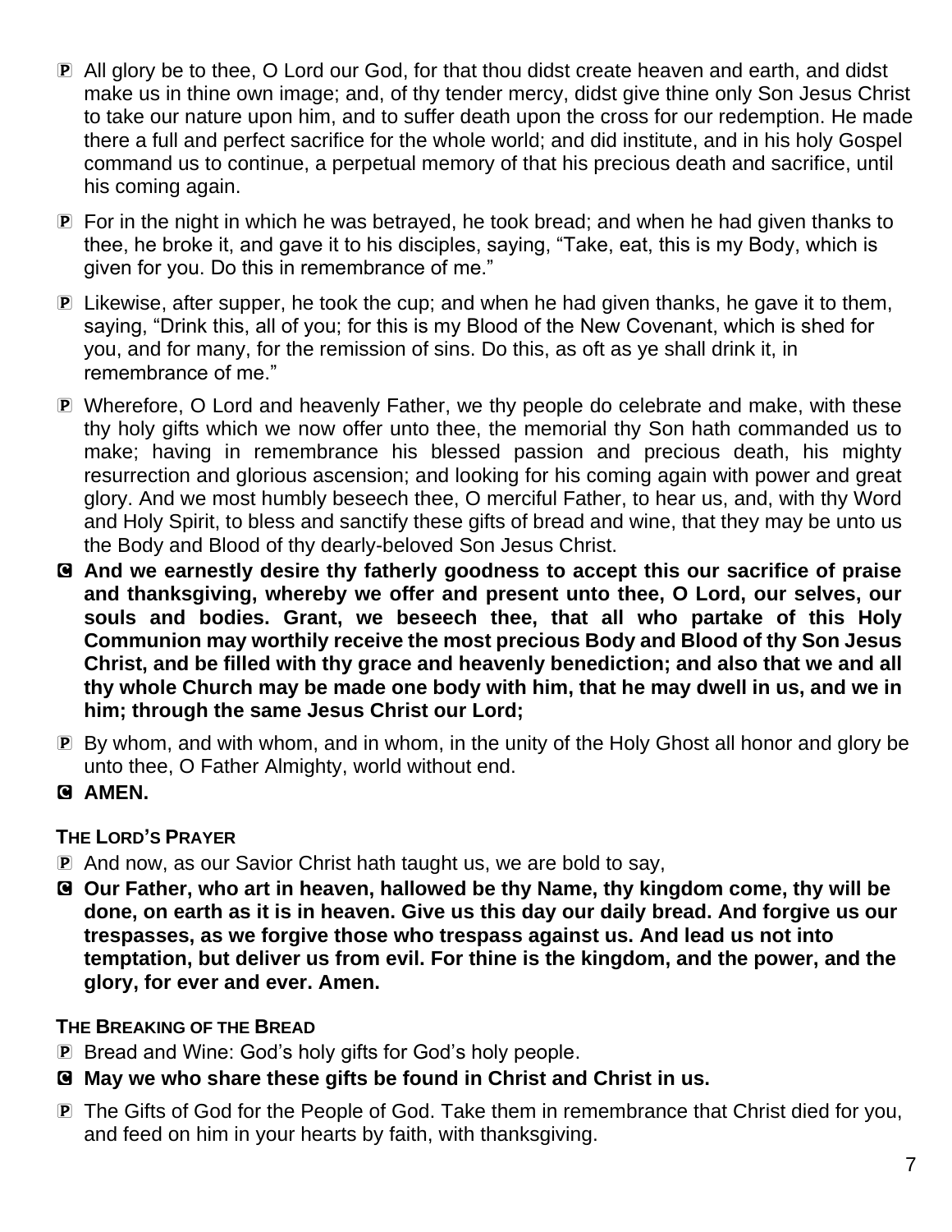P All glory be to thee, O Lord our God, for that thou didst create heaven and earth, and didst make us in thine own image; and, of thy tender mercy, didst give thine only Son Jesus Christ to take our nature upon him, and to suffer death upon the cross for our redemption. He made there a full and perfect sacrifice for the whole world; and did institute, and in his holy Gospel command us to continue, a perpetual memory of that his precious death and sacrifice, until his coming again.

P For in the night in which he was betrayed, he took bread; and when he had given thanks to thee, he broke it, and gave it to his disciples, saying, "Take, eat, this is my Body, which is given for you. Do this in remembrance of me."

P Likewise, after supper, he took the cup; and when he had given thanks, he gave it to them, saying, "Drink this, all of you; for this is my Blood of the New Covenant, which is shed for you, and for many, for the remission of sins. Do this, as oft as ye shall drink it, in remembrance of me."

P Wherefore, O Lord and heavenly Father, we thy people do celebrate and make, with these thy holy gifts which we now offer unto thee, the memorial thy Son hath commanded us to make; having in remembrance his blessed passion and precious death, his mighty resurrection and glorious ascension; and looking for his coming again with power and great glory. And we most humbly beseech thee, O merciful Father, to hear us, and, with thy Word and Holy Spirit, to bless and sanctify these gifts of bread and wine, that they may be unto us the Body and Blood of thy dearly-beloved Son Jesus Christ.

C **And we earnestly desire thy fatherly goodness to accept this our sacrifice of praise and thanksgiving, whereby we offer and present unto thee, O Lord, our selves, our souls and bodies. Grant, we beseech thee, that all who partake of this Holy Communion may worthily receive the most precious Body and Blood of thy Son Jesus Christ, and be filled with thy grace and heavenly benediction; and also that we and all thy whole Church may be made one body with him, that he may dwell in us, and we in him; through the same Jesus Christ our Lord;**

P By whom, and with whom, and in whom, in the unity of the Holy Ghost all honor and glory be unto thee, O Father Almighty, world without end.

C **AMEN.**

**THE LORD'S PRAYER**

P And now, as our Savior Christ hath taught us, we are bold to say,

C **Our Father, who art in heaven, hallowed be thy Name, thy kingdom come, thy will be done, on earth as it is in heaven. Give us this day our daily bread. And forgive us our trespasses, as we forgive those who trespass against us. And lead us not into temptation, but deliver us from evil. For thine is the kingdom, and the power, and the glory, for ever and ever. Amen.**

**THE BREAKING OF THE BREAD**

P Bread and Wine: God's holy gifts for God's holy people.

C **May we who share these gifts be found in Christ and Christ in us.**

P The Gifts of God for the People of God. Take them in remembrance that Christ died for you, and feed on him in your hearts by faith, with thanksgiving.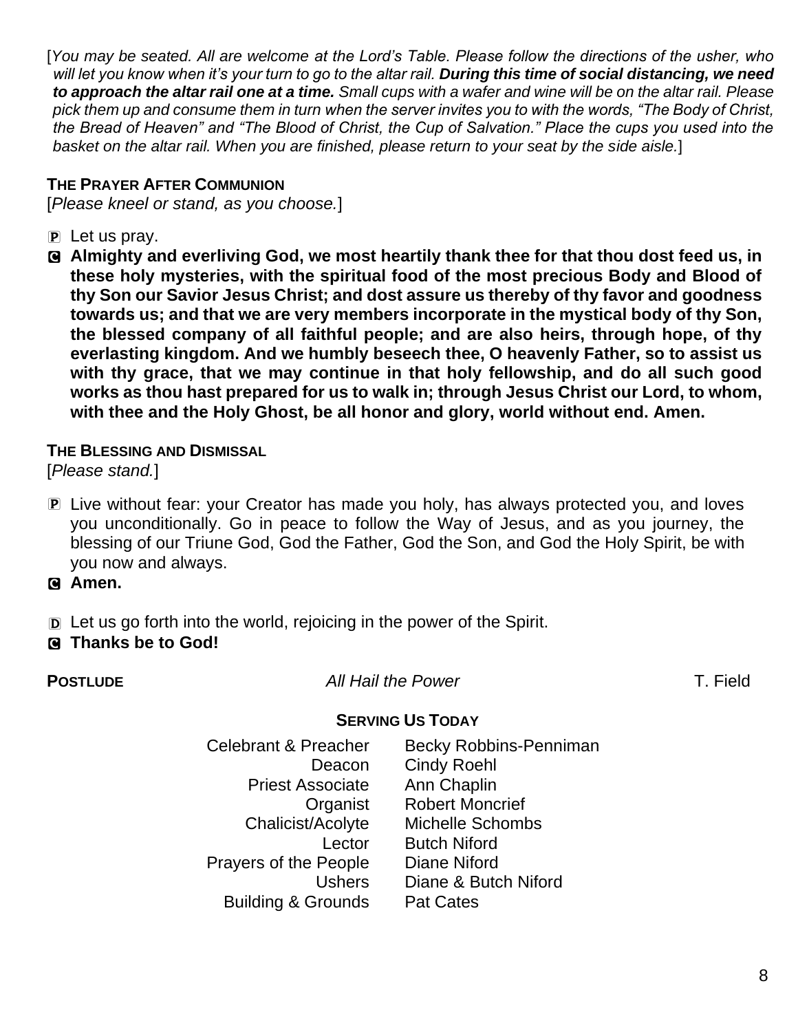[*You may be seated. All are welcome at the Lord's Table. Please follow the directions of the usher, who will let you know when it's your turn to go to the altar rail.* ***During this time of social distancing, we need to approach the altar rail one at a time.*** *Small cups with a wafer and wine will be on the altar rail. Please pick them up and consume them in turn when the server invites you to with the words, "The Body of Christ, the Bread of Heaven" and "The Blood of Christ, the Cup of Salvation." Place the cups you used into the basket on the altar rail. When you are finished, please return to your seat by the side aisle.*]

**THE PRAYER AFTER COMMUNION**

[*Please kneel or stand, as you choose.*]

P Let us pray.

C **Almighty and everliving God, we most heartily thank thee for that thou dost feed us, in these holy mysteries, with the spiritual food of the most precious Body and Blood of thy Son our Savior Jesus Christ; and dost assure us thereby of thy favor and goodness towards us; and that we are very members incorporate in the mystical body of thy Son, the blessed company of all faithful people; and are also heirs, through hope, of thy everlasting kingdom. And we humbly beseech thee, O heavenly Father, so to assist us with thy grace, that we may continue in that holy fellowship, and do all such good works as thou hast prepared for us to walk in; through Jesus Christ our Lord, to whom, with thee and the Holy Ghost, be all honor and glory, world without end. Amen.**

**THE BLESSING AND DISMISSAL**

[*Please stand.*]

P Live without fear: your Creator has made you holy, has always protected you, and loves you unconditionally. Go in peace to follow the Way of Jesus, and as you journey, the blessing of our Triune God, God the Father, God the Son, and God the Holy Spirit, be with you now and always.

C **Amen.**

D Let us go forth into the world, rejoicing in the power of the Spirit.

C **Thanks be to God!**

**POSTLUDE** *All Hail the Power* T. Field

**SERVING US TODAY**

| | |
|---|---|
| Celebrant & Preacher | Becky Robbins-Penniman |
| Deacon | Cindy Roehl |
| Priest Associate | Ann Chaplin |
| Organist | Robert Moncrief |
| Chalicist/Acolyte | Michelle Schombs |
| Lector | Butch Niford |
| Prayers of the People | Diane Niford |
| Ushers | Diane & Butch Niford |
| Building & Grounds | Pat Cates |